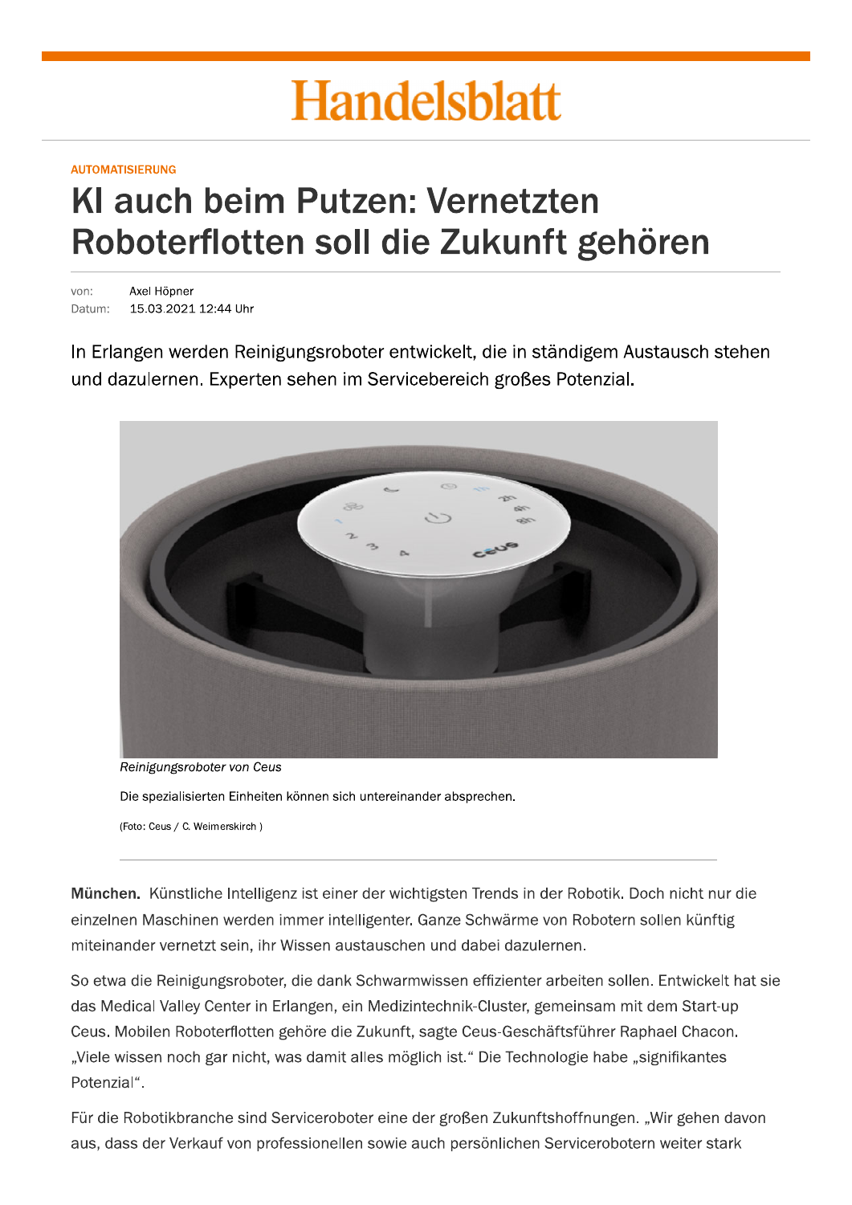# Handelsblatt

AUTOMATISIERUNG

## KI auch beim Putzen: Vernetzten Roboterflotten soll die Zukunft gehören

von: Axel Höpner
Datum: 15.03.2021 12:44 Uhr

In Erlangen werden Reinigungsroboter entwickelt, die in ständigem Austausch stehen und dazulernen. Experten sehen im Servicebereich großes Potenzial.

*Reinigungsroboter von Ceus*

Die spezialisierten Einheiten können sich untereinander absprechen.

(Foto: Ceus / C. Weimerskirch )

**München.** Künstliche Intelligenz ist einer der wichtigsten Trends in der Robotik. Doch nicht nur die einzelnen Maschinen werden immer intelligenter. Ganze Schwärme von Robotern sollen künftig miteinander vernetzt sein, ihr Wissen austauschen und dabei dazulernen.

So etwa die Reinigungsroboter, die dank Schwarmwissen effizienter arbeiten sollen. Entwickelt hat sie das Medical Valley Center in Erlangen, ein Medizintechnik-Cluster, gemeinsam mit dem Start-up Ceus. Mobilen Roboterflotten gehöre die Zukunft, sagte Ceus-Geschäftsführer Raphael Chacon. „Viele wissen noch gar nicht, was damit alles möglich ist.“ Die Technologie habe „signifikantes Potenzial“.

Für die Robotikbranche sind Serviceroboter eine der großen Zukunftshoffnungen. „Wir gehen davon aus, dass der Verkauf von professionellen sowie auch persönlichen Servicerobotern weiter stark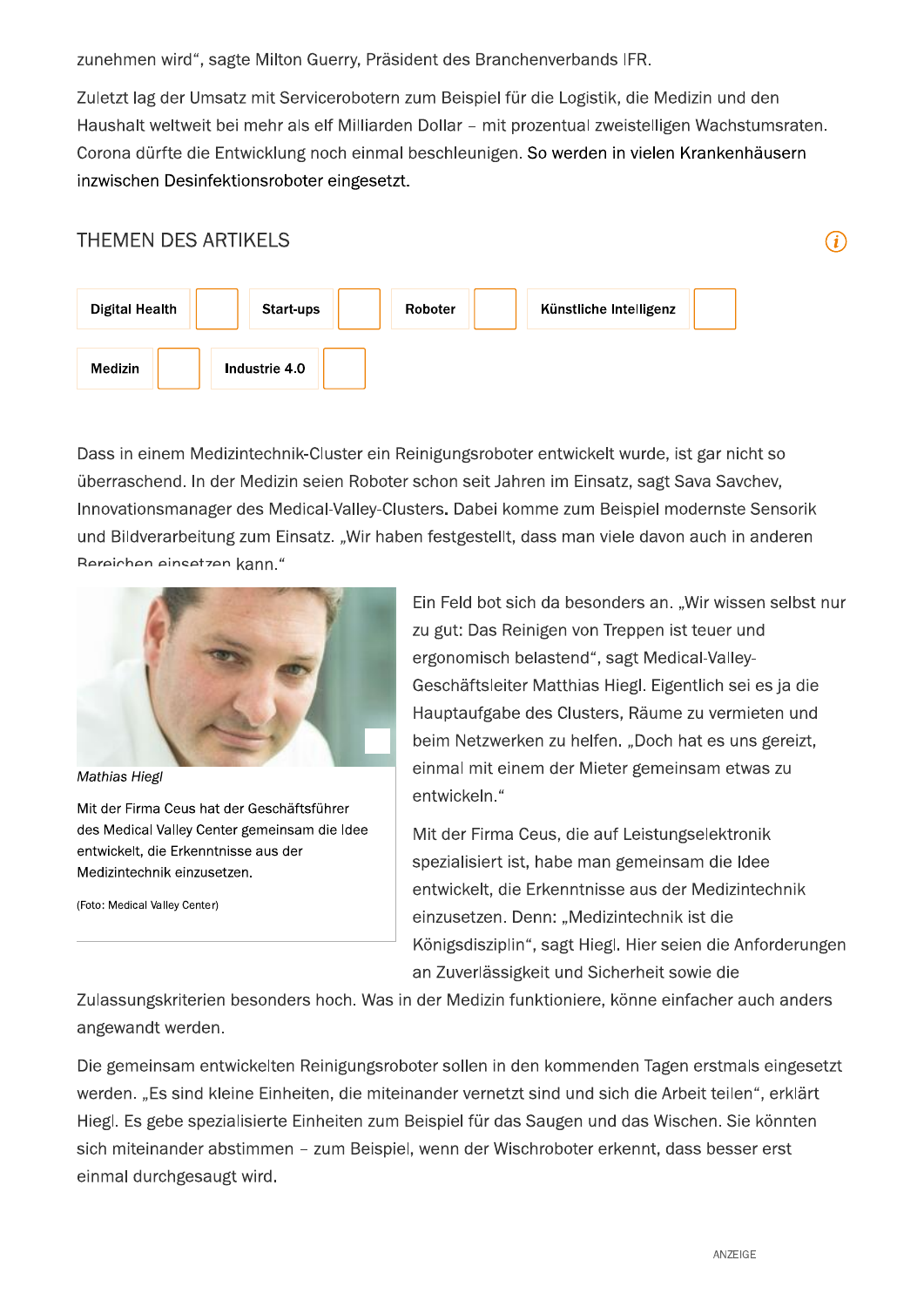zunehmen wird", sagte Milton Guerry, Präsident des Branchenverbands IFR.

Zuletzt lag der Umsatz mit Servicerobotern zum Beispiel für die Logistik, die Medizin und den Haushalt weltweit bei mehr als elf Milliarden Dollar – mit prozentual zweistelligen Wachstumsraten. Corona dürfte die Entwicklung noch einmal beschleunigen. So werden in vielen Krankenhäusern inzwischen Desinfektionsroboter eingesetzt.

## THEMEN DES ARTIKELS

Digital Health | Start-ups | Roboter | Künstliche Intelligenz | Medizin | Industrie 4.0

Dass in einem Medizintechnik-Cluster ein Reinigungsroboter entwickelt wurde, ist gar nicht so überraschend. In der Medizin seien Roboter schon seit Jahren im Einsatz, sagt Sava Savchev, Innovationsmanager des Medical-Valley-Clusters. Dabei komme zum Beispiel modernste Sensorik und Bildverarbeitung zum Einsatz. „Wir haben festgestellt, dass man viele davon auch in anderen Bereichen einsetzen kann."

*Mathias Hiegl*

Mit der Firma Ceus hat der Geschäftsführer des Medical Valley Center gemeinsam die Idee entwickelt, die Erkenntnisse aus der Medizintechnik einzusetzen.

(Foto: Medical Valley Center)

Ein Feld bot sich da besonders an. „Wir wissen selbst nur zu gut: Das Reinigen von Treppen ist teuer und ergonomisch belastend", sagt Medical-Valley-Geschäftsleiter Matthias Hiegl. Eigentlich sei es ja die Hauptaufgabe des Clusters, Räume zu vermieten und beim Netzwerken zu helfen. „Doch hat es uns gereizt, einmal mit einem der Mieter gemeinsam etwas zu entwickeln."

Mit der Firma Ceus, die auf Leistungselektronik spezialisiert ist, habe man gemeinsam die Idee entwickelt, die Erkenntnisse aus der Medizintechnik einzusetzen. Denn: „Medizintechnik ist die Königsdisziplin", sagt Hiegl. Hier seien die Anforderungen an Zuverlässigkeit und Sicherheit sowie die Zulassungskriterien besonders hoch. Was in der Medizin funktioniere, könne einfacher auch anders angewandt werden.

Die gemeinsam entwickelten Reinigungsroboter sollen in den kommenden Tagen erstmals eingesetzt werden. „Es sind kleine Einheiten, die miteinander vernetzt sind und sich die Arbeit teilen", erklärt Hiegl. Es gebe spezialisierte Einheiten zum Beispiel für das Saugen und das Wischen. Sie könnten sich miteinander abstimmen – zum Beispiel, wenn der Wischroboter erkennt, dass besser erst einmal durchgesaugt wird.

ANZEIGE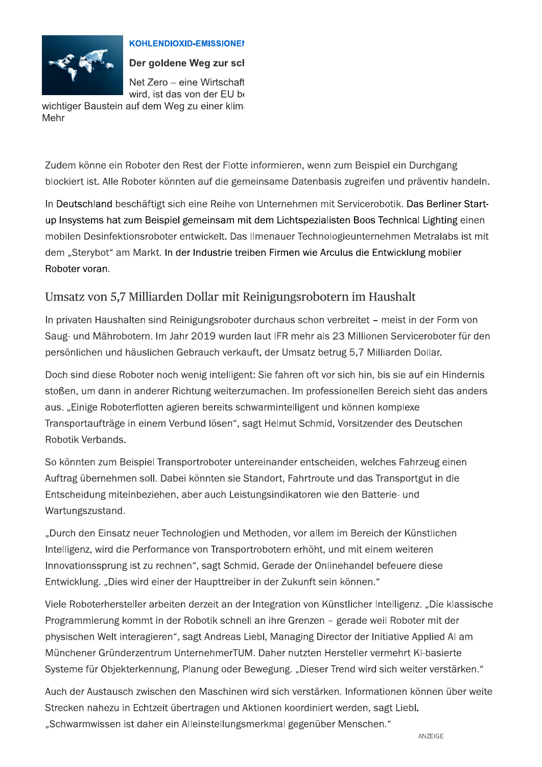**KOHLENDIOXID-EMISSIONEN**

**Der goldene Weg zur scl**

Net Zero – eine Wirtschaft wird, ist das von der EU be wichtiger Baustein auf dem Weg zu einer klim Mehr

Zudem könne ein Roboter den Rest der Flotte informieren, wenn zum Beispiel ein Durchgang blockiert ist. Alle Roboter könnten auf die gemeinsame Datenbasis zugreifen und präventiv handeln.

In Deutschland beschäftigt sich eine Reihe von Unternehmen mit Servicerobotik. Das Berliner Start-up Insystems hat zum Beispiel gemeinsam mit dem Lichtspezialisten Boos Technical Lighting einen mobilen Desinfektionsroboter entwickelt. Das Ilmenauer Technologieunternehmen Metralabs ist mit dem „Sterybot" am Markt. In der Industrie treiben Firmen wie Arculus die Entwicklung mobiler Roboter voran.

## Umsatz von 5,7 Milliarden Dollar mit Reinigungsrobotern im Haushalt

In privaten Haushalten sind Reinigungsroboter durchaus schon verbreitet – meist in der Form von Saug- und Mährobotern. Im Jahr 2019 wurden laut IFR mehr als 23 Millionen Serviceroboter für den persönlichen und häuslichen Gebrauch verkauft, der Umsatz betrug 5,7 Milliarden Dollar.

Doch sind diese Roboter noch wenig intelligent: Sie fahren oft vor sich hin, bis sie auf ein Hindernis stoßen, um dann in anderer Richtung weiterzumachen. Im professionellen Bereich sieht das anders aus. „Einige Roboterflotten agieren bereits schwarmintelligent und können komplexe Transportaufträge in einem Verbund lösen", sagt Helmut Schmid, Vorsitzender des Deutschen Robotik Verbands.

So könnten zum Beispiel Transportroboter untereinander entscheiden, welches Fahrzeug einen Auftrag übernehmen soll. Dabei könnten sie Standort, Fahrtroute und das Transportgut in die Entscheidung miteinbeziehen, aber auch Leistungsindikatoren wie den Batterie- und Wartungszustand.

„Durch den Einsatz neuer Technologien und Methoden, vor allem im Bereich der Künstlichen Intelligenz, wird die Performance von Transportrobotern erhöht, und mit einem weiteren Innovationssprung ist zu rechnen", sagt Schmid. Gerade der Onlinehandel befeuere diese Entwicklung. „Dies wird einer der Haupttreiber in der Zukunft sein können."

Viele Roboterhersteller arbeiten derzeit an der Integration von Künstlicher Intelligenz. „Die klassische Programmierung kommt in der Robotik schnell an ihre Grenzen – gerade weil Roboter mit der physischen Welt interagieren", sagt Andreas Liebl, Managing Director der Initiative Applied AI am Münchener Gründerzentrum UnternehmerTUM. Daher nutzten Hersteller vermehrt KI-basierte Systeme für Objekterkennung, Planung oder Bewegung. „Dieser Trend wird sich weiter verstärken."

Auch der Austausch zwischen den Maschinen wird sich verstärken. Informationen können über weite Strecken nahezu in Echtzeit übertragen und Aktionen koordiniert werden, sagt Liebl. „Schwarmwissen ist daher ein Alleinstellungsmerkmal gegenüber Menschen."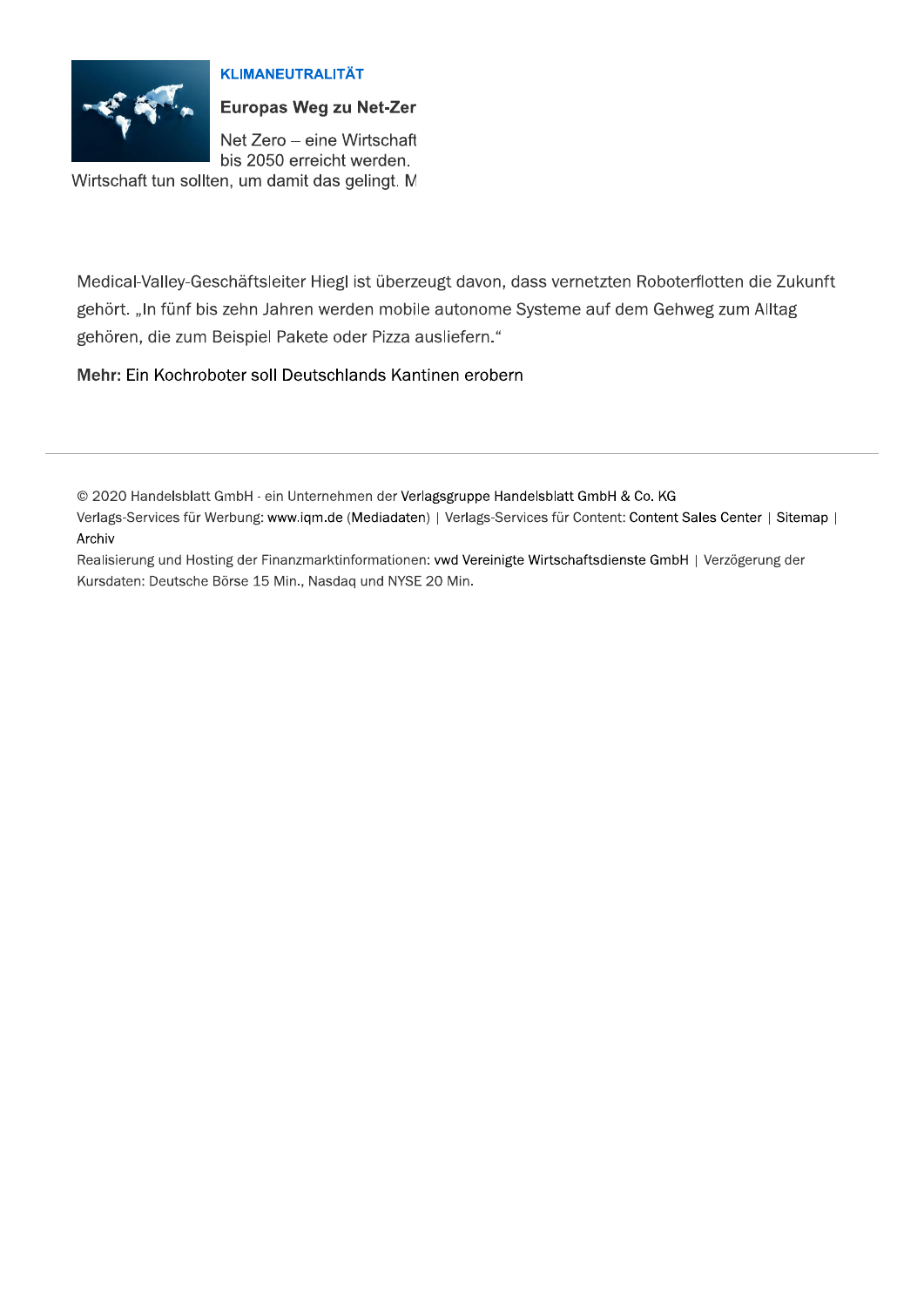**KLIMANEUTRALITÄT**

**Europas Weg zu Net-Zer**

Net Zero – eine Wirtschaft bis 2050 erreicht werden. Wirtschaft tun sollten, um damit das gelingt. M

Medical-Valley-Geschäftsleiter Hiegl ist überzeugt davon, dass vernetzten Roboterflotten die Zukunft gehört. „In fünf bis zehn Jahren werden mobile autonome Systeme auf dem Gehweg zum Alltag gehören, die zum Beispiel Pakete oder Pizza ausliefern."

**Mehr:** Ein Kochroboter soll Deutschlands Kantinen erobern

---

© 2020 Handelsblatt GmbH - ein Unternehmen der Verlagsgruppe Handelsblatt GmbH & Co. KG
Verlags-Services für Werbung: www.iqm.de (Mediadaten) | Verlags-Services für Content: Content Sales Center | Sitemap | Archiv
Realisierung und Hosting der Finanzmarktinformationen: vwd Vereinigte Wirtschaftsdienste GmbH | Verzögerung der Kursdaten: Deutsche Börse 15 Min., Nasdaq und NYSE 20 Min.